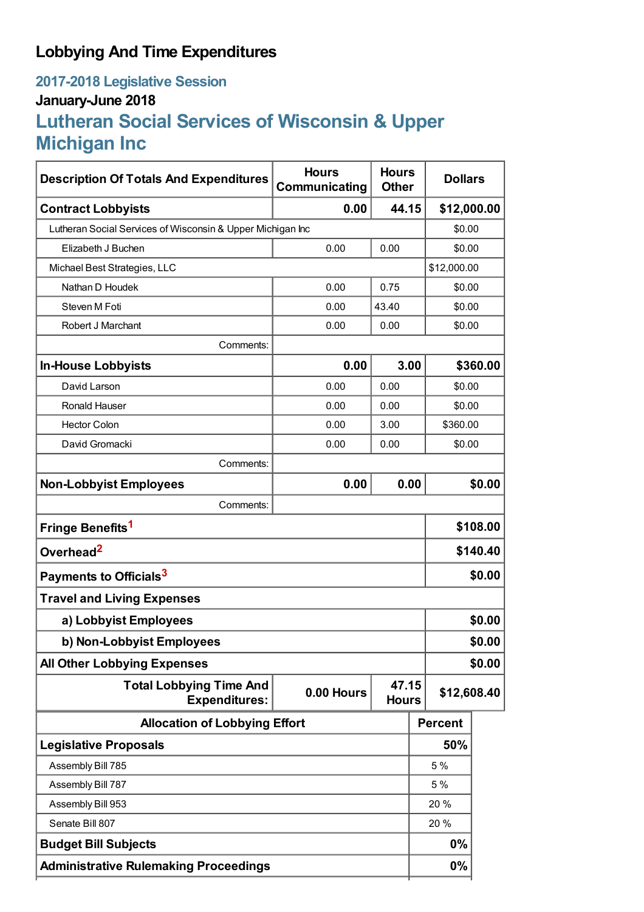# Lobbying And Time Expenditures

## 2017-2018 Legislative Session

### January-June 2018

## Lutheran Social Services of Wisconsin & Upper Michigan Inc

| Description Of Totals And Expenditures | Hours Communicating | Hours Other | Dollars |
|---|---|---|---|
| **Contract Lobbyists** | **0.00** | **44.15** | **$12,000.00** |
| Lutheran Social Services of Wisconsin & Upper Michigan Inc | | | $0.00 |
| Elizabeth J Buchen | 0.00 | 0.00 | $0.00 |
| Michael Best Strategies, LLC | | | $12,000.00 |
| Nathan D Houdek | 0.00 | 0.75 | $0.00 |
| Steven M Foti | 0.00 | 43.40 | $0.00 |
| Robert J Marchant | 0.00 | 0.00 | $0.00 |
| Comments: | | | |
| **In-House Lobbyists** | **0.00** | **3.00** | **$360.00** |
| David Larson | 0.00 | 0.00 | $0.00 |
| Ronald Hauser | 0.00 | 0.00 | $0.00 |
| Hector Colon | 0.00 | 3.00 | $360.00 |
| David Gromacki | 0.00 | 0.00 | $0.00 |
| Comments: | | | |
| **Non-Lobbyist Employees** | **0.00** | **0.00** | **$0.00** |
| Comments: | | | |
| **Fringe Benefits**[1] | | | **$108.00** |
| **Overhead**[2] | | | **$140.40** |
| **Payments to Officials**[3] | | | **$0.00** |
| **Travel and Living Expenses** | | | |
| **a) Lobbyist Employees** | | | **$0.00** |
| **b) Non-Lobbyist Employees** | | | **$0.00** |
| **All Other Lobbying Expenses** | | | **$0.00** |
| **Total Lobbying Time And Expenditures:** | **0.00 Hours** | **47.15 Hours** | **$12,608.40** |

| Allocation of Lobbying Effort | Percent |
|---|---|
| **Legislative Proposals** | **50%** |
| Assembly Bill 785 | 5 % |
| Assembly Bill 787 | 5 % |
| Assembly Bill 953 | 20 % |
| Senate Bill 807 | 20 % |
| **Budget Bill Subjects** | **0%** |
| **Administrative Rulemaking Proceedings** | **0%** |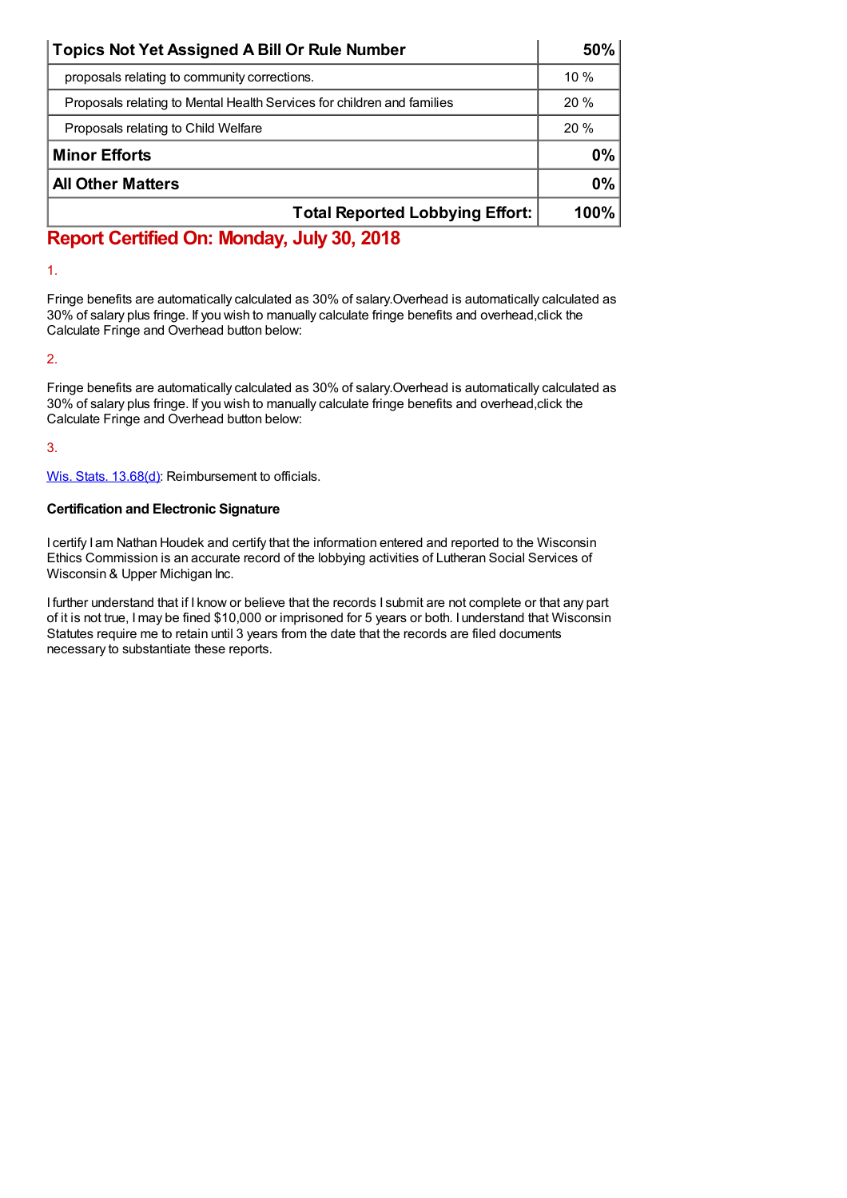| | |
|---|---|
| **Topics Not Yet Assigned A Bill Or Rule Number** | **50%** |
| proposals relating to community corrections. | 10 % |
| Proposals relating to Mental Health Services for children and families | 20 % |
| Proposals relating to Child Welfare | 20 % |
| **Minor Efforts** | **0%** |
| **All Other Matters** | **0%** |
| **Total Reported Lobbying Effort:** | **100%** |

## Report Certified On: Monday, July 30, 2018

1.

Fringe benefits are automatically calculated as 30% of salary.Overhead is automatically calculated as 30% of salary plus fringe. If you wish to manually calculate fringe benefits and overhead,click the Calculate Fringe and Overhead button below:

2.

Fringe benefits are automatically calculated as 30% of salary.Overhead is automatically calculated as 30% of salary plus fringe. If you wish to manually calculate fringe benefits and overhead,click the Calculate Fringe and Overhead button below:

3.

Wis. Stats. 13.68(d): Reimbursement to officials.

**Certification and Electronic Signature**

I certify I am Nathan Houdek and certify that the information entered and reported to the Wisconsin Ethics Commission is an accurate record of the lobbying activities of Lutheran Social Services of Wisconsin & Upper Michigan Inc.

I further understand that if I know or believe that the records I submit are not complete or that any part of it is not true, I may be fined $10,000 or imprisoned for 5 years or both. I understand that Wisconsin Statutes require me to retain until 3 years from the date that the records are filed documents necessary to substantiate these reports.